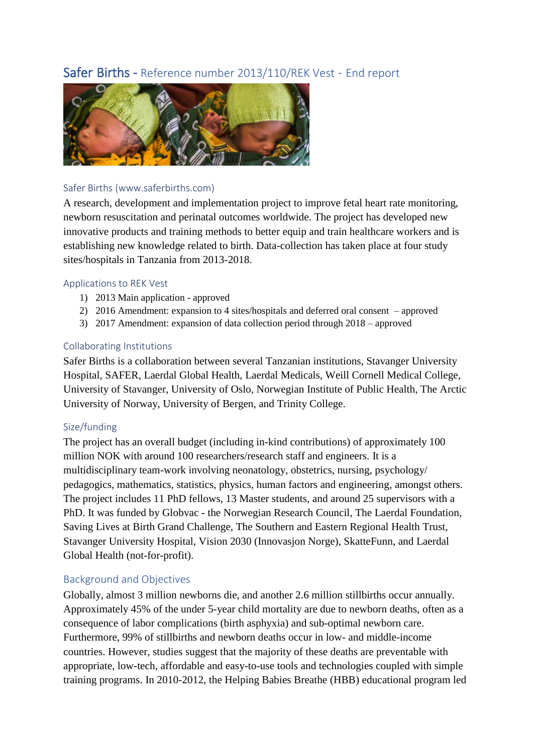# Safer Births - Reference number 2013/110/REK Vest - End report

## Safer Births (www.saferbirths.com)

A research, development and implementation project to improve fetal heart rate monitoring, newborn resuscitation and perinatal outcomes worldwide. The project has developed new innovative products and training methods to better equip and train healthcare workers and is establishing new knowledge related to birth. Data-collection has taken place at four study sites/hospitals in Tanzania from 2013-2018.

## Applications to REK Vest

1) 2013 Main application - approved
2) 2016 Amendment: expansion to 4 sites/hospitals and deferred oral consent – approved
3) 2017 Amendment: expansion of data collection period through 2018 – approved

## Collaborating Institutions

Safer Births is a collaboration between several Tanzanian institutions, Stavanger University Hospital, SAFER, Laerdal Global Health, Laerdal Medicals, Weill Cornell Medical College, University of Stavanger, University of Oslo, Norwegian Institute of Public Health, The Arctic University of Norway, University of Bergen, and Trinity College.

## Size/funding

The project has an overall budget (including in-kind contributions) of approximately 100 million NOK with around 100 researchers/research staff and engineers. It is a multidisciplinary team-work involving neonatology, obstetrics, nursing, psychology/ pedagogics, mathematics, statistics, physics, human factors and engineering, amongst others. The project includes 11 PhD fellows, 13 Master students, and around 25 supervisors with a PhD. It was funded by Globvac - the Norwegian Research Council, The Laerdal Foundation, Saving Lives at Birth Grand Challenge, The Southern and Eastern Regional Health Trust, Stavanger University Hospital, Vision 2030 (Innovasjon Norge), SkatteFunn, and Laerdal Global Health (not-for-profit).

## Background and Objectives

Globally, almost 3 million newborns die, and another 2.6 million stillbirths occur annually. Approximately 45% of the under 5-year child mortality are due to newborn deaths, often as a consequence of labor complications (birth asphyxia) and sub-optimal newborn care. Furthermore, 99% of stillbirths and newborn deaths occur in low- and middle-income countries. However, studies suggest that the majority of these deaths are preventable with appropriate, low-tech, affordable and easy-to-use tools and technologies coupled with simple training programs. In 2010-2012, the Helping Babies Breathe (HBB) educational program led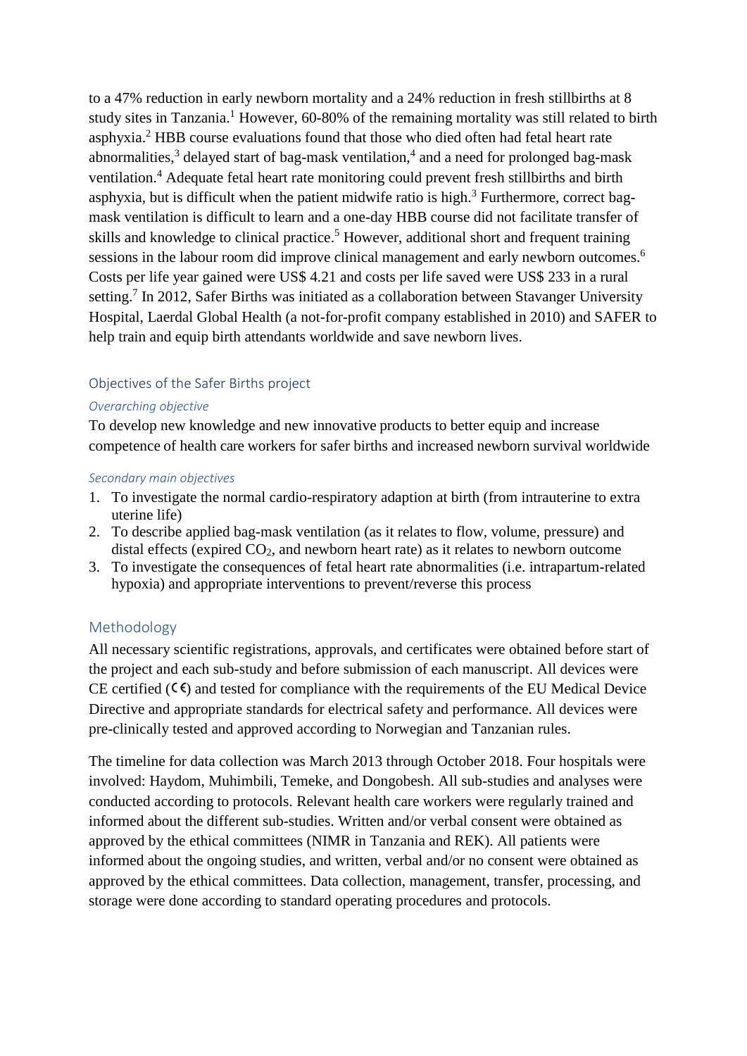to a 47% reduction in early newborn mortality and a 24% reduction in fresh stillbirths at 8 study sites in Tanzania.[1] However, 60-80% of the remaining mortality was still related to birth asphyxia.[2] HBB course evaluations found that those who died often had fetal heart rate abnormalities,[3] delayed start of bag-mask ventilation,[4] and a need for prolonged bag-mask ventilation.[4] Adequate fetal heart rate monitoring could prevent fresh stillbirths and birth asphyxia, but is difficult when the patient midwife ratio is high.[3] Furthermore, correct bag-mask ventilation is difficult to learn and a one-day HBB course did not facilitate transfer of skills and knowledge to clinical practice.[5] However, additional short and frequent training sessions in the labour room did improve clinical management and early newborn outcomes.[6] Costs per life year gained were US$ 4.21 and costs per life saved were US$ 233 in a rural setting.[7] In 2012, Safer Births was initiated as a collaboration between Stavanger University Hospital, Laerdal Global Health (a not-for-profit company established in 2010) and SAFER to help train and equip birth attendants worldwide and save newborn lives.

### Objectives of the Safer Births project

#### *Overarching objective*

To develop new knowledge and new innovative products to better equip and increase competence of health care workers for safer births and increased newborn survival worldwide

#### *Secondary main objectives*

1. To investigate the normal cardio-respiratory adaption at birth (from intrauterine to extra uterine life)
2. To describe applied bag-mask ventilation (as it relates to flow, volume, pressure) and distal effects (expired $CO_2$, and newborn heart rate) as it relates to newborn outcome
3. To investigate the consequences of fetal heart rate abnormalities (i.e. intrapartum-related hypoxia) and appropriate interventions to prevent/reverse this process

## Methodology

All necessary scientific registrations, approvals, and certificates were obtained before start of the project and each sub-study and before submission of each manuscript. All devices were CE certified (CE) and tested for compliance with the requirements of the EU Medical Device Directive and appropriate standards for electrical safety and performance. All devices were pre-clinically tested and approved according to Norwegian and Tanzanian rules.

The timeline for data collection was March 2013 through October 2018. Four hospitals were involved: Haydom, Muhimbili, Temeke, and Dongobesh. All sub-studies and analyses were conducted according to protocols. Relevant health care workers were regularly trained and informed about the different sub-studies. Written and/or verbal consent were obtained as approved by the ethical committees (NIMR in Tanzania and REK). All patients were informed about the ongoing studies, and written, verbal and/or no consent were obtained as approved by the ethical committees. Data collection, management, transfer, processing, and storage were done according to standard operating procedures and protocols.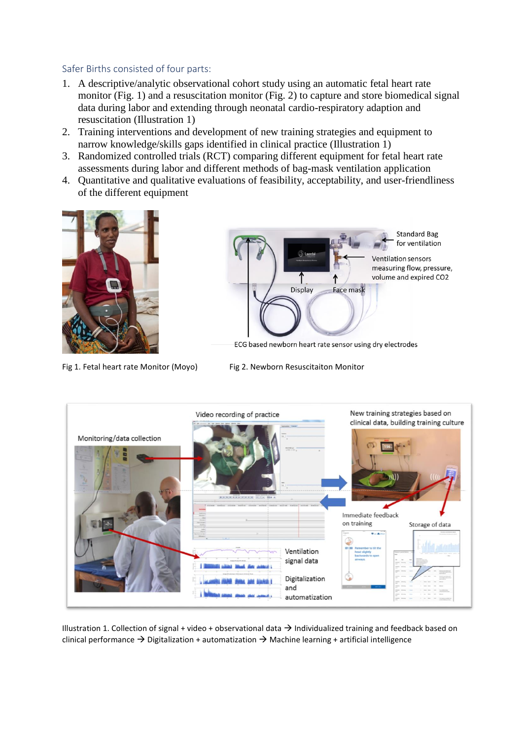### Safer Births consisted of four parts:

1. A descriptive/analytic observational cohort study using an automatic fetal heart rate monitor (Fig. 1) and a resuscitation monitor (Fig. 2) to capture and store biomedical signal data during labor and extending through neonatal cardio-respiratory adaption and resuscitation (Illustration 1)
2. Training interventions and development of new training strategies and equipment to narrow knowledge/skills gaps identified in clinical practice (Illustration 1)
3. Randomized controlled trials (RCT) comparing different equipment for fetal heart rate assessments during labor and different methods of bag-mask ventilation application
4. Quantitative and qualitative evaluations of feasibility, acceptability, and user-friendliness of the different equipment

Fig 1. Fetal heart rate Monitor (Moyo)

Standard Bag for ventilation

Ventilation sensors measuring flow, pressure, volume and expired CO2

Display

Face mask

ECG based newborn heart rate sensor using dry electrodes

Fig 2. Newborn Resuscitaiton Monitor

Monitoring/data collection

Video recording of practice

New training strategies based on clinical data, building training culture

Immediate feedback on training

Storage of data

Ventilation signal data

Digitalization and automatization

Illustration 1. Collection of signal + video + observational data → Individualized training and feedback based on clinical performance → Digitalization + automatization → Machine learning + artificial intelligence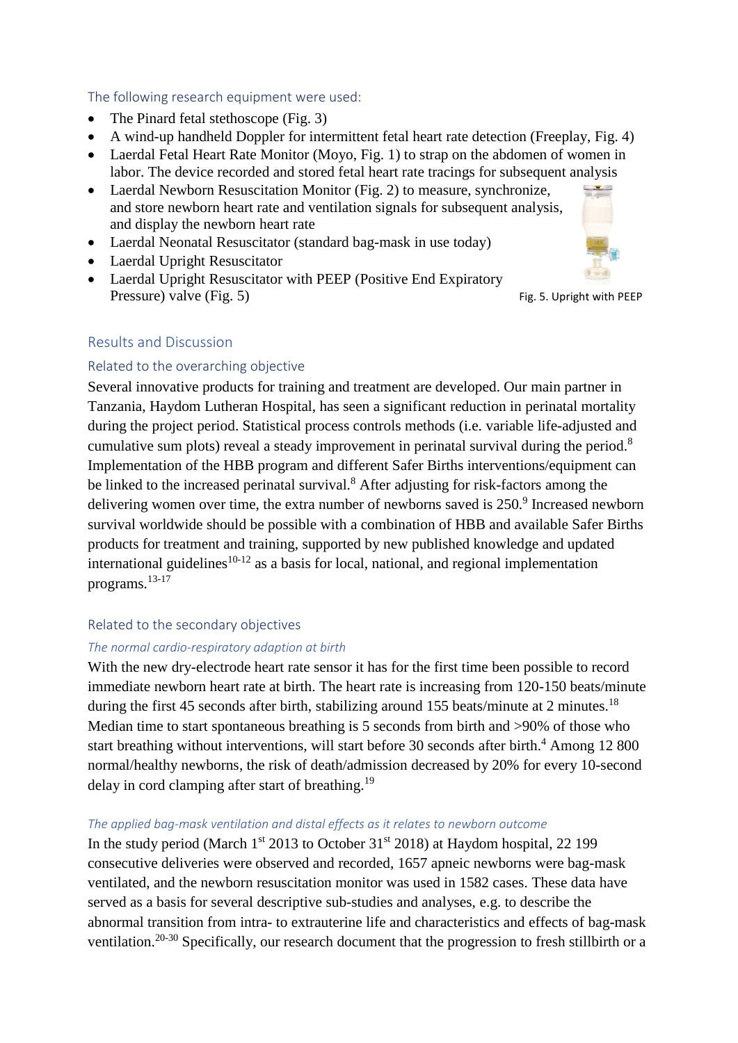### The following research equipment were used:

- The Pinard fetal stethoscope (Fig. 3)
- A wind-up handheld Doppler for intermittent fetal heart rate detection (Freeplay, Fig. 4)
- Laerdal Fetal Heart Rate Monitor (Moyo, Fig. 1) to strap on the abdomen of women in labor. The device recorded and stored fetal heart rate tracings for subsequent analysis
- Laerdal Newborn Resuscitation Monitor (Fig. 2) to measure, synchronize, and store newborn heart rate and ventilation signals for subsequent analysis, and display the newborn heart rate
- Laerdal Neonatal Resuscitator (standard bag-mask in use today)
- Laerdal Upright Resuscitator
- Laerdal Upright Resuscitator with PEEP (Positive End Expiratory Pressure) valve (Fig. 5)

Fig. 5. Upright with PEEP

## Results and Discussion

### Related to the overarching objective

Several innovative products for training and treatment are developed. Our main partner in Tanzania, Haydom Lutheran Hospital, has seen a significant reduction in perinatal mortality during the project period. Statistical process controls methods (i.e. variable life-adjusted and cumulative sum plots) reveal a steady improvement in perinatal survival during the period.[8] Implementation of the HBB program and different Safer Births interventions/equipment can be linked to the increased perinatal survival.[8] After adjusting for risk-factors among the delivering women over time, the extra number of newborns saved is 250.[9] Increased newborn survival worldwide should be possible with a combination of HBB and available Safer Births products for treatment and training, supported by new published knowledge and updated international guidelines[10-12] as a basis for local, national, and regional implementation programs.[13-17]

### Related to the secondary objectives

#### *The normal cardio-respiratory adaption at birth*

With the new dry-electrode heart rate sensor it has for the first time been possible to record immediate newborn heart rate at birth. The heart rate is increasing from 120-150 beats/minute during the first 45 seconds after birth, stabilizing around 155 beats/minute at 2 minutes.[18] Median time to start spontaneous breathing is 5 seconds from birth and >90% of those who start breathing without interventions, will start before 30 seconds after birth.[4] Among 12 800 normal/healthy newborns, the risk of death/admission decreased by 20% for every 10-second delay in cord clamping after start of breathing.[19]

#### *The applied bag-mask ventilation and distal effects as it relates to newborn outcome*

In the study period (March 1st 2013 to October 31st 2018) at Haydom hospital, 22 199 consecutive deliveries were observed and recorded, 1657 apneic newborns were bag-mask ventilated, and the newborn resuscitation monitor was used in 1582 cases. These data have served as a basis for several descriptive sub-studies and analyses, e.g. to describe the abnormal transition from intra- to extrauterine life and characteristics and effects of bag-mask ventilation.[20-30] Specifically, our research document that the progression to fresh stillbirth or a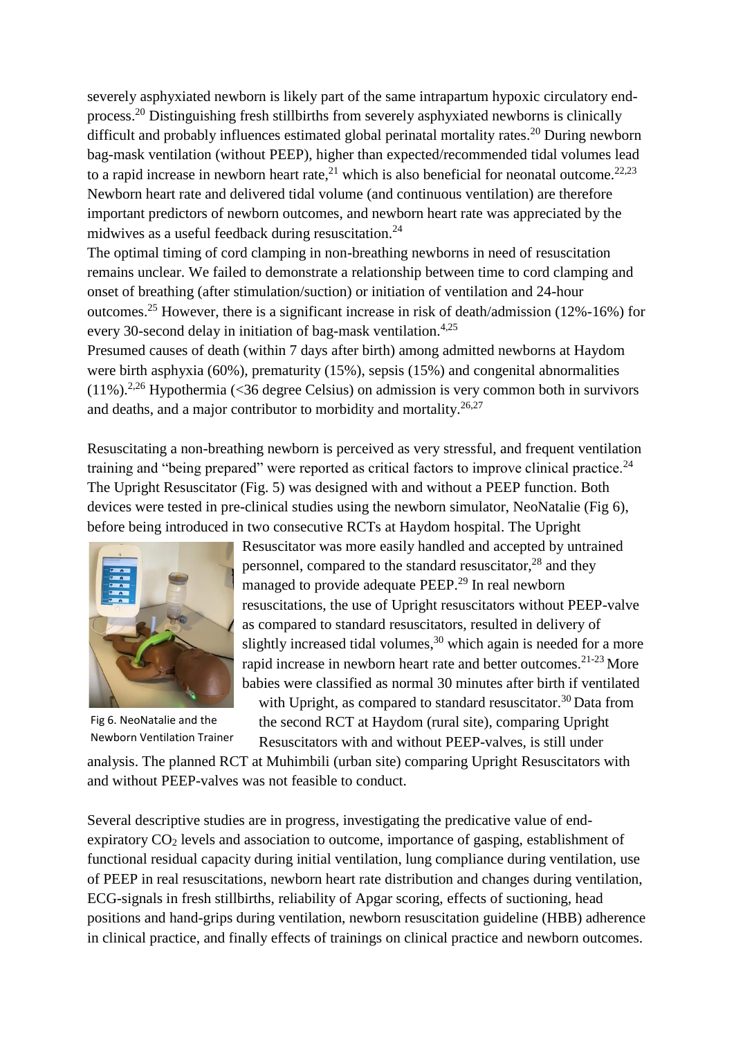severely asphyxiated newborn is likely part of the same intrapartum hypoxic circulatory end-process.[20] Distinguishing fresh stillbirths from severely asphyxiated newborns is clinically difficult and probably influences estimated global perinatal mortality rates.[20] During newborn bag-mask ventilation (without PEEP), higher than expected/recommended tidal volumes lead to a rapid increase in newborn heart rate,[21] which is also beneficial for neonatal outcome.[22,23] Newborn heart rate and delivered tidal volume (and continuous ventilation) are therefore important predictors of newborn outcomes, and newborn heart rate was appreciated by the midwives as a useful feedback during resuscitation.[24]

The optimal timing of cord clamping in non-breathing newborns in need of resuscitation remains unclear. We failed to demonstrate a relationship between time to cord clamping and onset of breathing (after stimulation/suction) or initiation of ventilation and 24-hour outcomes.[25] However, there is a significant increase in risk of death/admission (12%-16%) for every 30-second delay in initiation of bag-mask ventilation.[4,25]

Presumed causes of death (within 7 days after birth) among admitted newborns at Haydom were birth asphyxia (60%), prematurity (15%), sepsis (15%) and congenital abnormalities (11%).[2,26] Hypothermia (<36 degree Celsius) on admission is very common both in survivors and deaths, and a major contributor to morbidity and mortality.[26,27]

Resuscitating a non-breathing newborn is perceived as very stressful, and frequent ventilation training and "being prepared" were reported as critical factors to improve clinical practice.[24] The Upright Resuscitator (Fig. 5) was designed with and without a PEEP function. Both devices were tested in pre-clinical studies using the newborn simulator, NeoNatalie (Fig 6), before being introduced in two consecutive RCTs at Haydom hospital. The Upright Resuscitator was more easily handled and accepted by untrained personnel, compared to the standard resuscitator,[28] and they managed to provide adequate PEEP.[29] In real newborn resuscitations, the use of Upright resuscitators without PEEP-valve as compared to standard resuscitators, resulted in delivery of slightly increased tidal volumes,[30] which again is needed for a more rapid increase in newborn heart rate and better outcomes.[21-23] More babies were classified as normal 30 minutes after birth if ventilated with Upright, as compared to standard resuscitator.[30] Data from the second RCT at Haydom (rural site), comparing Upright Resuscitators with and without PEEP-valves, is still under analysis. The planned RCT at Muhimbili (urban site) comparing Upright Resuscitators with and without PEEP-valves was not feasible to conduct.

Fig 6. NeoNatalie and the Newborn Ventilation Trainer

Several descriptive studies are in progress, investigating the predicative value of end-expiratory $CO_2$ levels and association to outcome, importance of gasping, establishment of functional residual capacity during initial ventilation, lung compliance during ventilation, use of PEEP in real resuscitations, newborn heart rate distribution and changes during ventilation, ECG-signals in fresh stillbirths, reliability of Apgar scoring, effects of suctioning, head positions and hand-grips during ventilation, newborn resuscitation guideline (HBB) adherence in clinical practice, and finally effects of trainings on clinical practice and newborn outcomes.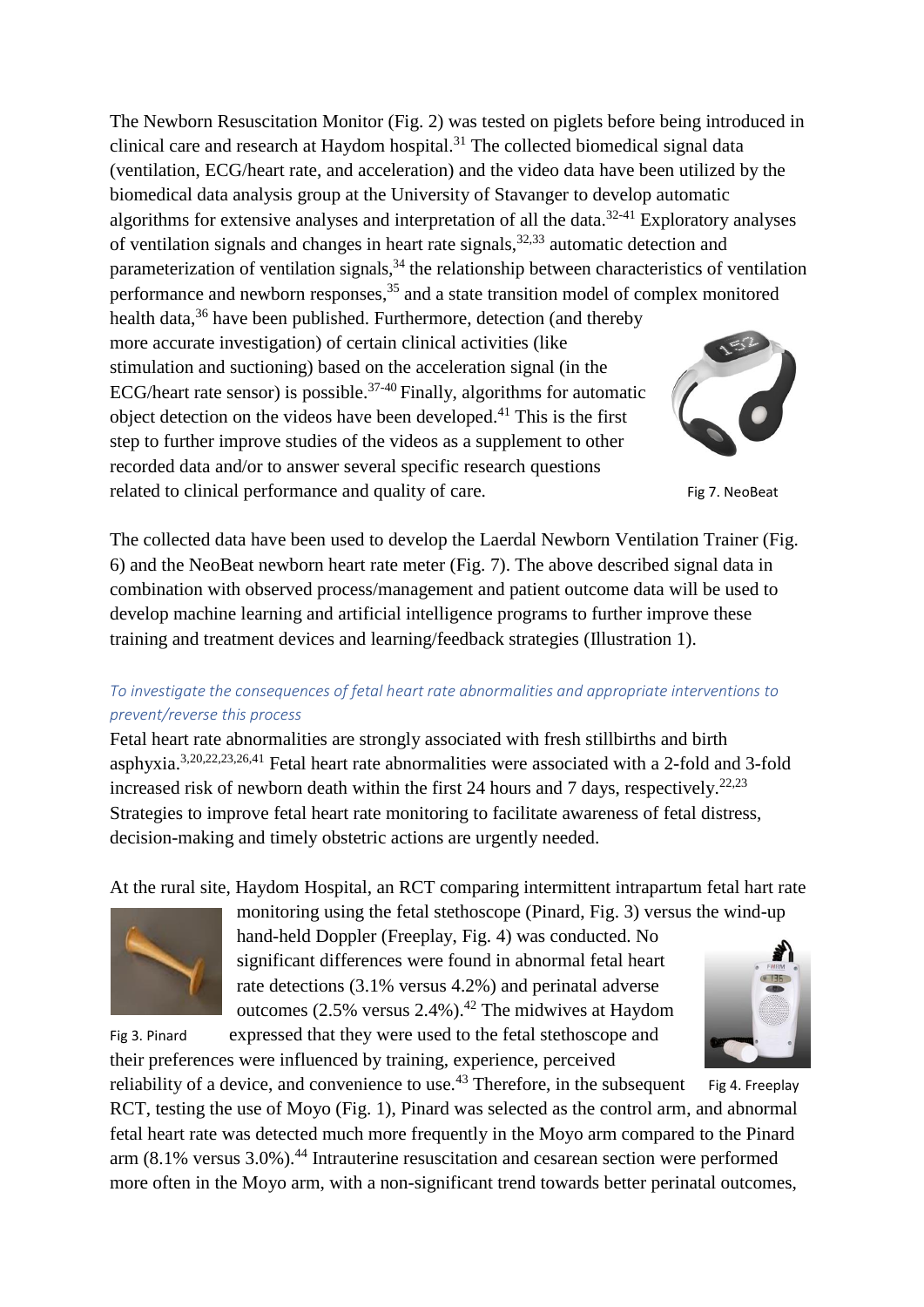The Newborn Resuscitation Monitor (Fig. 2) was tested on piglets before being introduced in clinical care and research at Haydom hospital.[31] The collected biomedical signal data (ventilation, ECG/heart rate, and acceleration) and the video data have been utilized by the biomedical data analysis group at the University of Stavanger to develop automatic algorithms for extensive analyses and interpretation of all the data.[32-41] Exploratory analyses of ventilation signals and changes in heart rate signals,[32,33] automatic detection and parameterization of ventilation signals,[34] the relationship between characteristics of ventilation performance and newborn responses,[35] and a state transition model of complex monitored health data,[36] have been published. Furthermore, detection (and thereby more accurate investigation) of certain clinical activities (like stimulation and suctioning) based on the acceleration signal (in the ECG/heart rate sensor) is possible.[37-40] Finally, algorithms for automatic object detection on the videos have been developed.[41] This is the first step to further improve studies of the videos as a supplement to other recorded data and/or to answer several specific research questions related to clinical performance and quality of care.

Fig 7. NeoBeat

The collected data have been used to develop the Laerdal Newborn Ventilation Trainer (Fig. 6) and the NeoBeat newborn heart rate meter (Fig. 7). The above described signal data in combination with observed process/management and patient outcome data will be used to develop machine learning and artificial intelligence programs to further improve these training and treatment devices and learning/feedback strategies (Illustration 1).

*To investigate the consequences of fetal heart rate abnormalities and appropriate interventions to prevent/reverse this process*

Fetal heart rate abnormalities are strongly associated with fresh stillbirths and birth asphyxia.[3,20,22,23,26,41] Fetal heart rate abnormalities were associated with a 2-fold and 3-fold increased risk of newborn death within the first 24 hours and 7 days, respectively.[22,23] Strategies to improve fetal heart rate monitoring to facilitate awareness of fetal distress, decision-making and timely obstetric actions are urgently needed.

At the rural site, Haydom Hospital, an RCT comparing intermittent intrapartum fetal hart rate monitoring using the fetal stethoscope (Pinard, Fig. 3) versus the wind-up hand-held Doppler (Freeplay, Fig. 4) was conducted. No significant differences were found in abnormal fetal heart rate detections (3.1% versus 4.2%) and perinatal adverse outcomes (2.5% versus 2.4%).[42] The midwives at Haydom expressed that they were used to the fetal stethoscope and their preferences were influenced by training, experience, perceived reliability of a device, and convenience to use.[43] Therefore, in the subsequent RCT, testing the use of Moyo (Fig. 1), Pinard was selected as the control arm, and abnormal fetal heart rate was detected much more frequently in the Moyo arm compared to the Pinard arm (8.1% versus 3.0%).[44] Intrauterine resuscitation and cesarean section were performed more often in the Moyo arm, with a non-significant trend towards better perinatal outcomes,

Fig 3. Pinard

Fig 4. Freeplay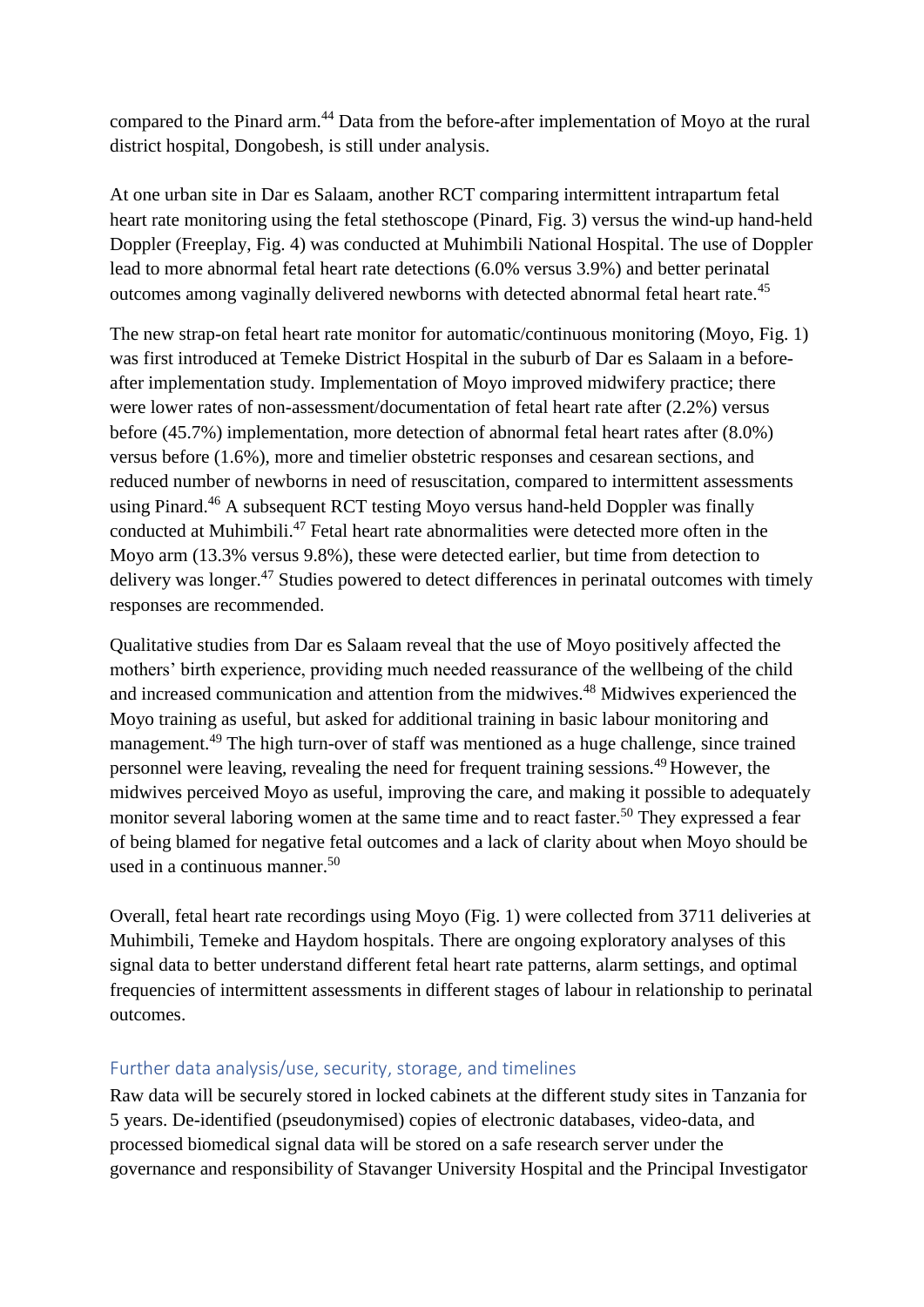compared to the Pinard arm.[44] Data from the before-after implementation of Moyo at the rural district hospital, Dongobesh, is still under analysis.

At one urban site in Dar es Salaam, another RCT comparing intermittent intrapartum fetal heart rate monitoring using the fetal stethoscope (Pinard, Fig. 3) versus the wind-up hand-held Doppler (Freeplay, Fig. 4) was conducted at Muhimbili National Hospital. The use of Doppler lead to more abnormal fetal heart rate detections (6.0% versus 3.9%) and better perinatal outcomes among vaginally delivered newborns with detected abnormal fetal heart rate.[45]

The new strap-on fetal heart rate monitor for automatic/continuous monitoring (Moyo, Fig. 1) was first introduced at Temeke District Hospital in the suburb of Dar es Salaam in a before-after implementation study. Implementation of Moyo improved midwifery practice; there were lower rates of non-assessment/documentation of fetal heart rate after (2.2%) versus before (45.7%) implementation, more detection of abnormal fetal heart rates after (8.0%) versus before (1.6%), more and timelier obstetric responses and cesarean sections, and reduced number of newborns in need of resuscitation, compared to intermittent assessments using Pinard.[46] A subsequent RCT testing Moyo versus hand-held Doppler was finally conducted at Muhimbili.[47] Fetal heart rate abnormalities were detected more often in the Moyo arm (13.3% versus 9.8%), these were detected earlier, but time from detection to delivery was longer.[47] Studies powered to detect differences in perinatal outcomes with timely responses are recommended.

Qualitative studies from Dar es Salaam reveal that the use of Moyo positively affected the mothers' birth experience, providing much needed reassurance of the wellbeing of the child and increased communication and attention from the midwives.[48] Midwives experienced the Moyo training as useful, but asked for additional training in basic labour monitoring and management.[49] The high turn-over of staff was mentioned as a huge challenge, since trained personnel were leaving, revealing the need for frequent training sessions.[49] However, the midwives perceived Moyo as useful, improving the care, and making it possible to adequately monitor several laboring women at the same time and to react faster.[50] They expressed a fear of being blamed for negative fetal outcomes and a lack of clarity about when Moyo should be used in a continuous manner.[50]

Overall, fetal heart rate recordings using Moyo (Fig. 1) were collected from 3711 deliveries at Muhimbili, Temeke and Haydom hospitals. There are ongoing exploratory analyses of this signal data to better understand different fetal heart rate patterns, alarm settings, and optimal frequencies of intermittent assessments in different stages of labour in relationship to perinatal outcomes.

## Further data analysis/use, security, storage, and timelines

Raw data will be securely stored in locked cabinets at the different study sites in Tanzania for 5 years. De-identified (pseudonymised) copies of electronic databases, video-data, and processed biomedical signal data will be stored on a safe research server under the governance and responsibility of Stavanger University Hospital and the Principal Investigator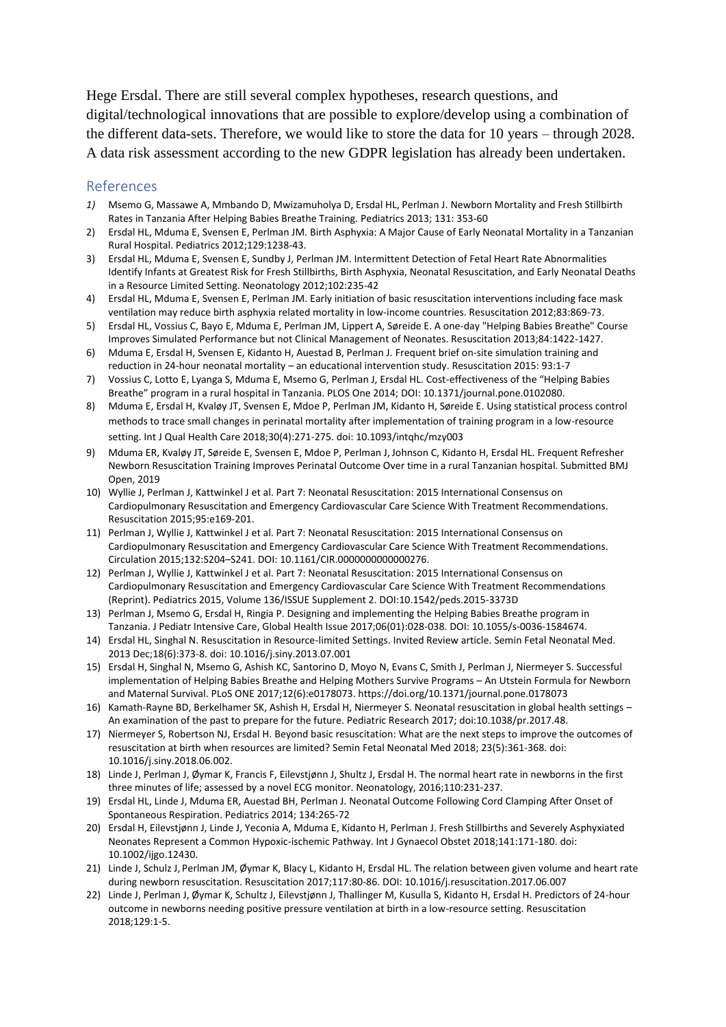Hege Ersdal. There are still several complex hypotheses, research questions, and digital/technological innovations that are possible to explore/develop using a combination of the different data-sets. Therefore, we would like to store the data for 10 years – through 2028. A data risk assessment according to the new GDPR legislation has already been undertaken.

## References

1) Msemo G, Massawe A, Mmbando D, Mwizamuholya D, Ersdal HL, Perlman J. Newborn Mortality and Fresh Stillbirth Rates in Tanzania After Helping Babies Breathe Training. Pediatrics 2013; 131: 353-60
2) Ersdal HL, Mduma E, Svensen E, Perlman JM. Birth Asphyxia: A Major Cause of Early Neonatal Mortality in a Tanzanian Rural Hospital. Pediatrics 2012;129:1238-43.
3) Ersdal HL, Mduma E, Svensen E, Sundby J, Perlman JM. Intermittent Detection of Fetal Heart Rate Abnormalities Identify Infants at Greatest Risk for Fresh Stillbirths, Birth Asphyxia, Neonatal Resuscitation, and Early Neonatal Deaths in a Resource Limited Setting. Neonatology 2012;102:235-42
4) Ersdal HL, Mduma E, Svensen E, Perlman JM. Early initiation of basic resuscitation interventions including face mask ventilation may reduce birth asphyxia related mortality in low-income countries. Resuscitation 2012;83:869-73.
5) Ersdal HL, Vossius C, Bayo E, Mduma E, Perlman JM, Lippert A, Søreide E. A one-day "Helping Babies Breathe" Course Improves Simulated Performance but not Clinical Management of Neonates. Resuscitation 2013;84:1422-1427.
6) Mduma E, Ersdal H, Svensen E, Kidanto H, Auestad B, Perlman J. Frequent brief on-site simulation training and reduction in 24-hour neonatal mortality – an educational intervention study. Resuscitation 2015: 93:1-7
7) Vossius C, Lotto E, Lyanga S, Mduma E, Msemo G, Perlman J, Ersdal HL. Cost-effectiveness of the "Helping Babies Breathe" program in a rural hospital in Tanzania. PLOS One 2014; DOI: 10.1371/journal.pone.0102080.
8) Mduma E, Ersdal H, Kvaløy JT, Svensen E, Mdoe P, Perlman JM, Kidanto H, Søreide E. Using statistical process control methods to trace small changes in perinatal mortality after implementation of training program in a low-resource setting. Int J Qual Health Care 2018;30(4):271-275. doi: 10.1093/intqhc/mzy003
9) Mduma ER, Kvaløy JT, Søreide E, Svensen E, Mdoe P, Perlman J, Johnson C, Kidanto H, Ersdal HL. Frequent Refresher Newborn Resuscitation Training Improves Perinatal Outcome Over time in a rural Tanzanian hospital. Submitted BMJ Open, 2019
10) Wyllie J, Perlman J, Kattwinkel J et al. Part 7: Neonatal Resuscitation: 2015 International Consensus on Cardiopulmonary Resuscitation and Emergency Cardiovascular Care Science With Treatment Recommendations. Resuscitation 2015;95:e169-201.
11) Perlman J, Wyllie J, Kattwinkel J et al. Part 7: Neonatal Resuscitation: 2015 International Consensus on Cardiopulmonary Resuscitation and Emergency Cardiovascular Care Science With Treatment Recommendations. Circulation 2015;132:S204–S241. DOI: 10.1161/CIR.0000000000000276.
12) Perlman J, Wyllie J, Kattwinkel J et al. Part 7: Neonatal Resuscitation: 2015 International Consensus on Cardiopulmonary Resuscitation and Emergency Cardiovascular Care Science With Treatment Recommendations (Reprint). Pediatrics 2015, Volume 136/ISSUE Supplement 2. DOI:10.1542/peds.2015-3373D
13) Perlman J, Msemo G, Ersdal H, Ringia P. Designing and implementing the Helping Babies Breathe program in Tanzania. J Pediatr Intensive Care, Global Health Issue 2017;06(01):028-038. DOI: 10.1055/s-0036-1584674.
14) Ersdal HL, Singhal N. Resuscitation in Resource-limited Settings. Invited Review article. Semin Fetal Neonatal Med. 2013 Dec;18(6):373-8. doi: 10.1016/j.siny.2013.07.001
15) Ersdal H, Singhal N, Msemo G, Ashish KC, Santorino D, Moyo N, Evans C, Smith J, Perlman J, Niermeyer S. Successful implementation of Helping Babies Breathe and Helping Mothers Survive Programs – An Utstein Formula for Newborn and Maternal Survival. PLoS ONE 2017;12(6):e0178073. https://doi.org/10.1371/journal.pone.0178073
16) Kamath-Rayne BD, Berkelhamer SK, Ashish H, Ersdal H, Niermeyer S. Neonatal resuscitation in global health settings – An examination of the past to prepare for the future. Pediatric Research 2017; doi:10.1038/pr.2017.48.
17) Niermeyer S, Robertson NJ, Ersdal H. Beyond basic resuscitation: What are the next steps to improve the outcomes of resuscitation at birth when resources are limited? Semin Fetal Neonatal Med 2018; 23(5):361-368. doi: 10.1016/j.siny.2018.06.002.
18) Linde J, Perlman J, Øymar K, Francis F, Eilevstjønn J, Shultz J, Ersdal H. The normal heart rate in newborns in the first three minutes of life; assessed by a novel ECG monitor. Neonatology, 2016;110:231-237.
19) Ersdal HL, Linde J, Mduma ER, Auestad BH, Perlman J. Neonatal Outcome Following Cord Clamping After Onset of Spontaneous Respiration. Pediatrics 2014; 134:265-72
20) Ersdal H, Eilevstjønn J, Linde J, Yeconia A, Mduma E, Kidanto H, Perlman J. Fresh Stillbirths and Severely Asphyxiated Neonates Represent a Common Hypoxic-ischemic Pathway. Int J Gynaecol Obstet 2018;141:171-180. doi: 10.1002/ijgo.12430.
21) Linde J, Schulz J, Perlman JM, Øymar K, Blacy L, Kidanto H, Ersdal HL. The relation between given volume and heart rate during newborn resuscitation. Resuscitation 2017;117:80-86. DOI: 10.1016/j.resuscitation.2017.06.007
22) Linde J, Perlman J, Øymar K, Schultz J, Eilevstjønn J, Thallinger M, Kusulla S, Kidanto H, Ersdal H. Predictors of 24-hour outcome in newborns needing positive pressure ventilation at birth in a low-resource setting. Resuscitation 2018;129:1-5.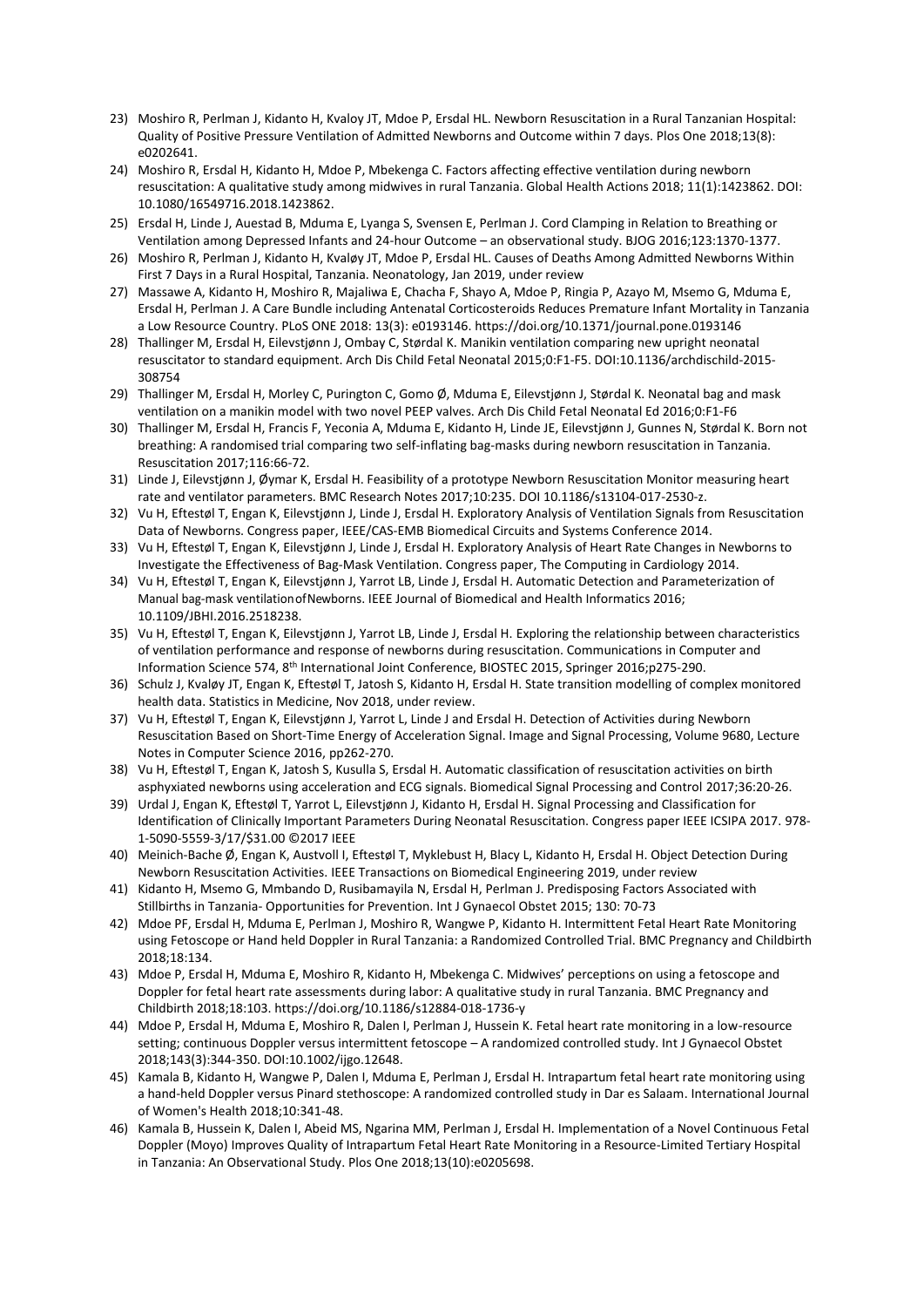23) Moshiro R, Perlman J, Kidanto H, Kvaloy JT, Mdoe P, Ersdal HL. Newborn Resuscitation in a Rural Tanzanian Hospital: Quality of Positive Pressure Ventilation of Admitted Newborns and Outcome within 7 days. Plos One 2018;13(8): e0202641.
24) Moshiro R, Ersdal H, Kidanto H, Mdoe P, Mbekenga C. Factors affecting effective ventilation during newborn resuscitation: A qualitative study among midwives in rural Tanzania. Global Health Actions 2018; 11(1):1423862. DOI: 10.1080/16549716.2018.1423862.
25) Ersdal H, Linde J, Auestad B, Mduma E, Lyanga S, Svensen E, Perlman J. Cord Clamping in Relation to Breathing or Ventilation among Depressed Infants and 24-hour Outcome – an observational study. BJOG 2016;123:1370-1377.
26) Moshiro R, Perlman J, Kidanto H, Kvaløy JT, Mdoe P, Ersdal HL. Causes of Deaths Among Admitted Newborns Within First 7 Days in a Rural Hospital, Tanzania. Neonatology, Jan 2019, under review
27) Massawe A, Kidanto H, Moshiro R, Majaliwa E, Chacha F, Shayo A, Mdoe P, Ringia P, Azayo M, Msemo G, Mduma E, Ersdal H, Perlman J. A Care Bundle including Antenatal Corticosteroids Reduces Premature Infant Mortality in Tanzania a Low Resource Country. PLoS ONE 2018: 13(3): e0193146. https://doi.org/10.1371/journal.pone.0193146
28) Thallinger M, Ersdal H, Eilevstjønn J, Ombay C, Størdal K. Manikin ventilation comparing new upright neonatal resuscitator to standard equipment. Arch Dis Child Fetal Neonatal 2015;0:F1-F5. DOI:10.1136/archdischild-2015-308754
29) Thallinger M, Ersdal H, Morley C, Purington C, Gomo Ø, Mduma E, Eilevstjønn J, Størdal K. Neonatal bag and mask ventilation on a manikin model with two novel PEEP valves. Arch Dis Child Fetal Neonatal Ed 2016;0:F1-F6
30) Thallinger M, Ersdal H, Francis F, Yeconia A, Mduma E, Kidanto H, Linde JE, Eilevstjønn J, Gunnes N, Størdal K. Born not breathing: A randomised trial comparing two self-inflating bag-masks during newborn resuscitation in Tanzania. Resuscitation 2017;116:66-72.
31) Linde J, Eilevstjønn J, Øymar K, Ersdal H. Feasibility of a prototype Newborn Resuscitation Monitor measuring heart rate and ventilator parameters. BMC Research Notes 2017;10:235. DOI 10.1186/s13104-017-2530-z.
32) Vu H, Eftestøl T, Engan K, Eilevstjønn J, Linde J, Ersdal H. Exploratory Analysis of Ventilation Signals from Resuscitation Data of Newborns. Congress paper, IEEE/CAS-EMB Biomedical Circuits and Systems Conference 2014.
33) Vu H, Eftestøl T, Engan K, Eilevstjønn J, Linde J, Ersdal H. Exploratory Analysis of Heart Rate Changes in Newborns to Investigate the Effectiveness of Bag-Mask Ventilation. Congress paper, The Computing in Cardiology 2014.
34) Vu H, Eftestøl T, Engan K, Eilevstjønn J, Yarrot LB, Linde J, Ersdal H. Automatic Detection and Parameterization of Manual bag-mask ventilation of Newborns. IEEE Journal of Biomedical and Health Informatics 2016; 10.1109/JBHI.2016.2518238.
35) Vu H, Eftestøl T, Engan K, Eilevstjønn J, Yarrot LB, Linde J, Ersdal H. Exploring the relationship between characteristics of ventilation performance and response of newborns during resuscitation. Communications in Computer and Information Science 574, 8th International Joint Conference, BIOSTEC 2015, Springer 2016;p275-290.
36) Schulz J, Kvaløy JT, Engan K, Eftestøl T, Jatosh S, Kidanto H, Ersdal H. State transition modelling of complex monitored health data. Statistics in Medicine, Nov 2018, under review.
37) Vu H, Eftestøl T, Engan K, Eilevstjønn J, Yarrot L, Linde J and Ersdal H. Detection of Activities during Newborn Resuscitation Based on Short-Time Energy of Acceleration Signal. Image and Signal Processing, Volume 9680, Lecture Notes in Computer Science 2016, pp262-270.
38) Vu H, Eftestøl T, Engan K, Jatosh S, Kusulla S, Ersdal H. Automatic classification of resuscitation activities on birth asphyxiated newborns using acceleration and ECG signals. Biomedical Signal Processing and Control 2017;36:20-26.
39) Urdal J, Engan K, Eftestøl T, Yarrot L, Eilevstjønn J, Kidanto H, Ersdal H. Signal Processing and Classification for Identification of Clinically Important Parameters During Neonatal Resuscitation. Congress paper IEEE ICSIPA 2017. 978-1-5090-5559-3/17/$31.00 ©2017 IEEE
40) Meinich-Bache Ø, Engan K, Austvoll I, Eftestøl T, Myklebust H, Blacy L, Kidanto H, Ersdal H. Object Detection During Newborn Resuscitation Activities. IEEE Transactions on Biomedical Engineering 2019, under review
41) Kidanto H, Msemo G, Mmbando D, Rusibamayila N, Ersdal H, Perlman J. Predisposing Factors Associated with Stillbirths in Tanzania- Opportunities for Prevention. Int J Gynaecol Obstet 2015; 130: 70-73
42) Mdoe PF, Ersdal H, Mduma E, Perlman J, Moshiro R, Wangwe P, Kidanto H. Intermittent Fetal Heart Rate Monitoring using Fetoscope or Hand held Doppler in Rural Tanzania: a Randomized Controlled Trial. BMC Pregnancy and Childbirth 2018;18:134.
43) Mdoe P, Ersdal H, Mduma E, Moshiro R, Kidanto H, Mbekenga C. Midwives' perceptions on using a fetoscope and Doppler for fetal heart rate assessments during labor: A qualitative study in rural Tanzania. BMC Pregnancy and Childbirth 2018;18:103. https://doi.org/10.1186/s12884-018-1736-y
44) Mdoe P, Ersdal H, Mduma E, Moshiro R, Dalen I, Perlman J, Hussein K. Fetal heart rate monitoring in a low-resource setting; continuous Doppler versus intermittent fetoscope – A randomized controlled study. Int J Gynaecol Obstet 2018;143(3):344-350. DOI:10.1002/ijgo.12648.
45) Kamala B, Kidanto H, Wangwe P, Dalen I, Mduma E, Perlman J, Ersdal H. Intrapartum fetal heart rate monitoring using a hand-held Doppler versus Pinard stethoscope: A randomized controlled study in Dar es Salaam. International Journal of Women's Health 2018;10:341-48.
46) Kamala B, Hussein K, Dalen I, Abeid MS, Ngarina MM, Perlman J, Ersdal H. Implementation of a Novel Continuous Fetal Doppler (Moyo) Improves Quality of Intrapartum Fetal Heart Rate Monitoring in a Resource-Limited Tertiary Hospital in Tanzania: An Observational Study. Plos One 2018;13(10):e0205698.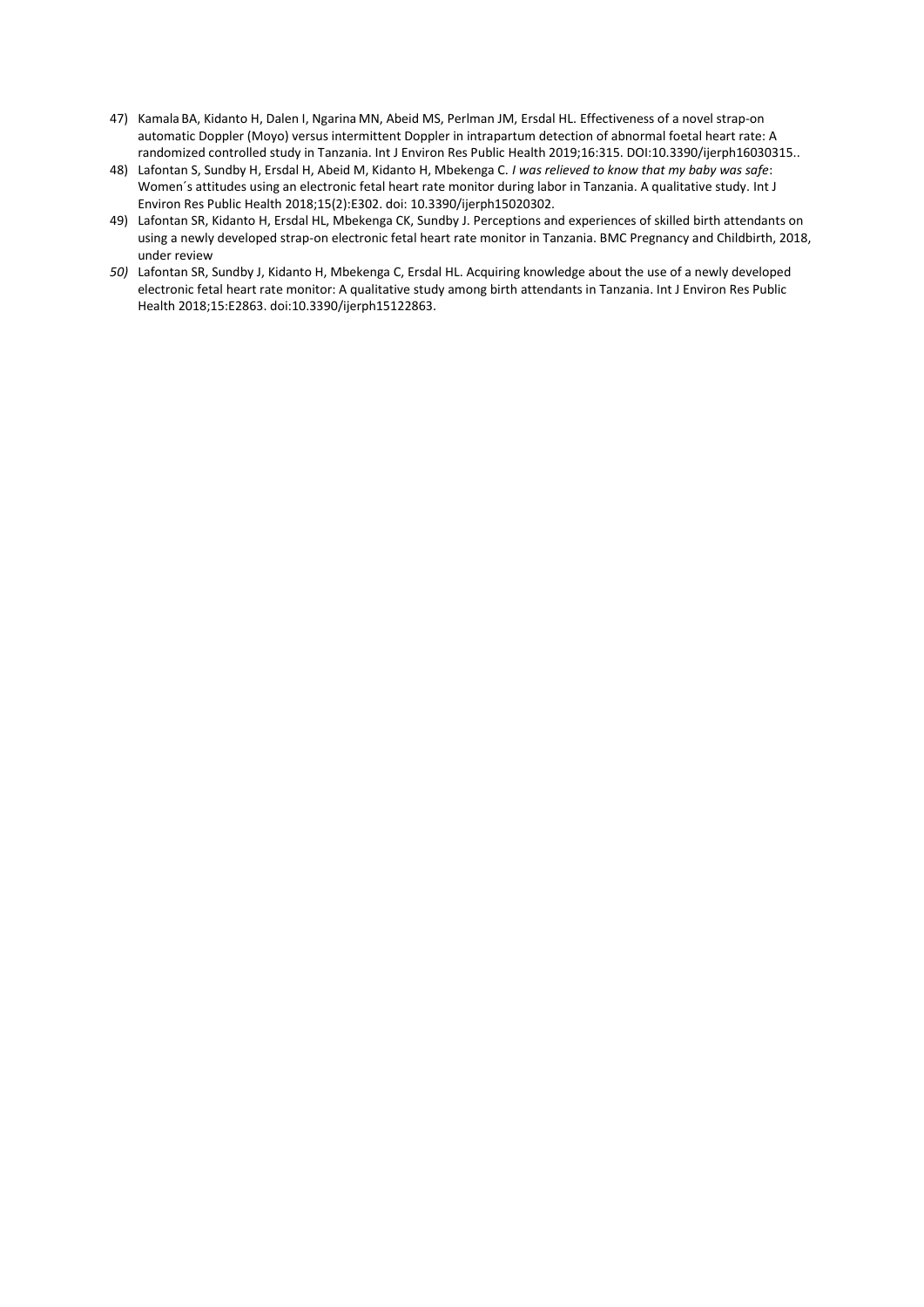47) Kamala BA, Kidanto H, Dalen I, Ngarina MN, Abeid MS, Perlman JM, Ersdal HL. Effectiveness of a novel strap-on automatic Doppler (Moyo) versus intermittent Doppler in intrapartum detection of abnormal foetal heart rate: A randomized controlled study in Tanzania. Int J Environ Res Public Health 2019;16:315. DOI:10.3390/ijerph16030315..
48) Lafontan S, Sundby H, Ersdal H, Abeid M, Kidanto H, Mbekenga C. *I was relieved to know that my baby was safe*: Women´s attitudes using an electronic fetal heart rate monitor during labor in Tanzania. A qualitative study. Int J Environ Res Public Health 2018;15(2):E302. doi: 10.3390/ijerph15020302.
49) Lafontan SR, Kidanto H, Ersdal HL, Mbekenga CK, Sundby J. Perceptions and experiences of skilled birth attendants on using a newly developed strap-on electronic fetal heart rate monitor in Tanzania. BMC Pregnancy and Childbirth, 2018, under review
50) Lafontan SR, Sundby J, Kidanto H, Mbekenga C, Ersdal HL. Acquiring knowledge about the use of a newly developed electronic fetal heart rate monitor: A qualitative study among birth attendants in Tanzania. Int J Environ Res Public Health 2018;15:E2863. doi:10.3390/ijerph15122863.